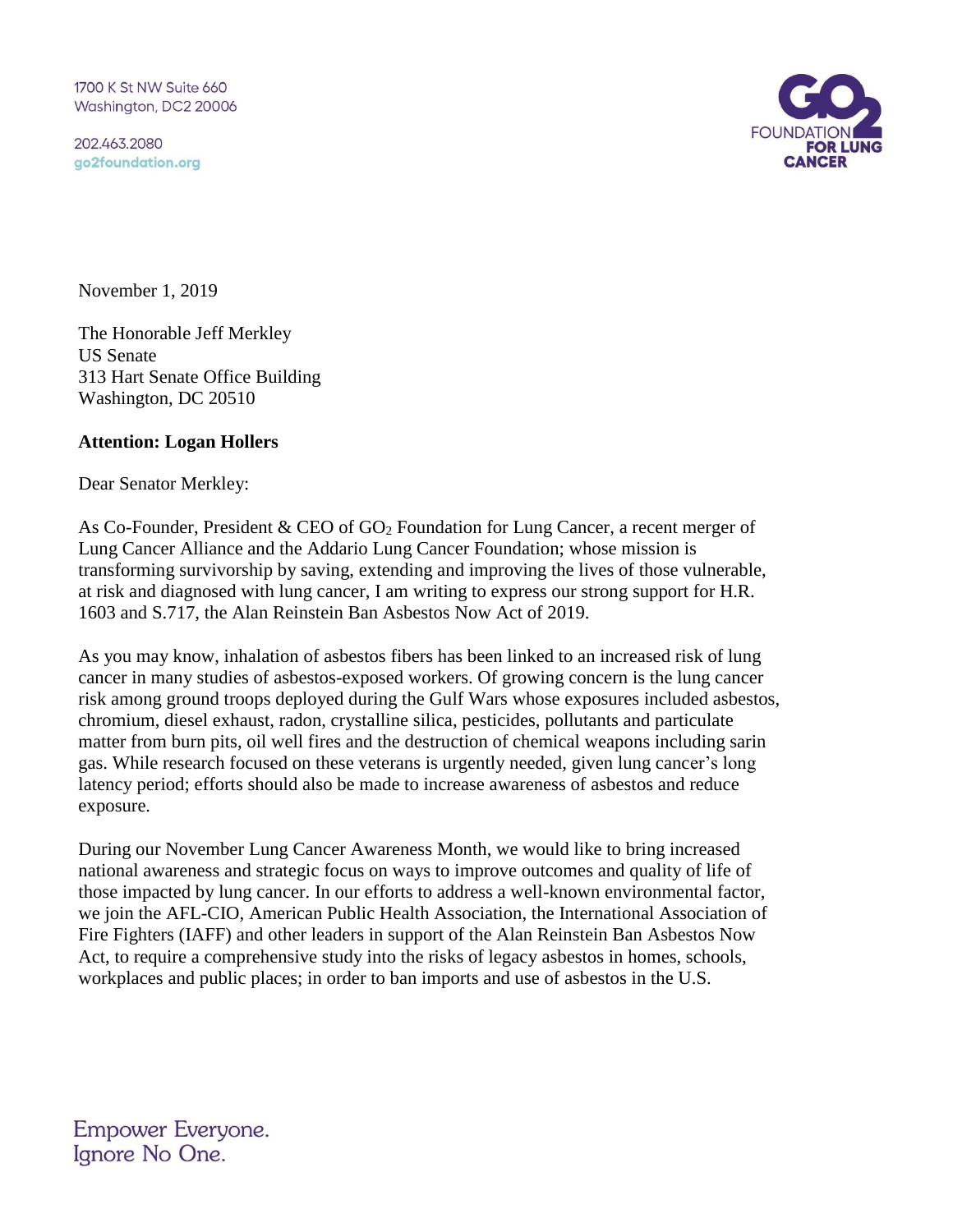1700 K St NW Suite 660
Washington, DC2 20006

202.463.2080
go2foundation.org

GO2 FOUNDATION FOR LUNG CANCER

November 1, 2019

The Honorable Jeff Merkley
US Senate
313 Hart Senate Office Building
Washington, DC 20510

**Attention: Logan Hollers**

Dear Senator Merkley:

As Co-Founder, President & CEO of $GO_2$ Foundation for Lung Cancer, a recent merger of Lung Cancer Alliance and the Addario Lung Cancer Foundation; whose mission is transforming survivorship by saving, extending and improving the lives of those vulnerable, at risk and diagnosed with lung cancer, I am writing to express our strong support for H.R. 1603 and S.717, the Alan Reinstein Ban Asbestos Now Act of 2019.

As you may know, inhalation of asbestos fibers has been linked to an increased risk of lung cancer in many studies of asbestos-exposed workers. Of growing concern is the lung cancer risk among ground troops deployed during the Gulf Wars whose exposures included asbestos, chromium, diesel exhaust, radon, crystalline silica, pesticides, pollutants and particulate matter from burn pits, oil well fires and the destruction of chemical weapons including sarin gas. While research focused on these veterans is urgently needed, given lung cancer's long latency period; efforts should also be made to increase awareness of asbestos and reduce exposure.

During our November Lung Cancer Awareness Month, we would like to bring increased national awareness and strategic focus on ways to improve outcomes and quality of life of those impacted by lung cancer. In our efforts to address a well-known environmental factor, we join the AFL-CIO, American Public Health Association, the International Association of Fire Fighters (IAFF) and other leaders in support of the Alan Reinstein Ban Asbestos Now Act, to require a comprehensive study into the risks of legacy asbestos in homes, schools, workplaces and public places; in order to ban imports and use of asbestos in the U.S.

Empower Everyone.
Ignore No One.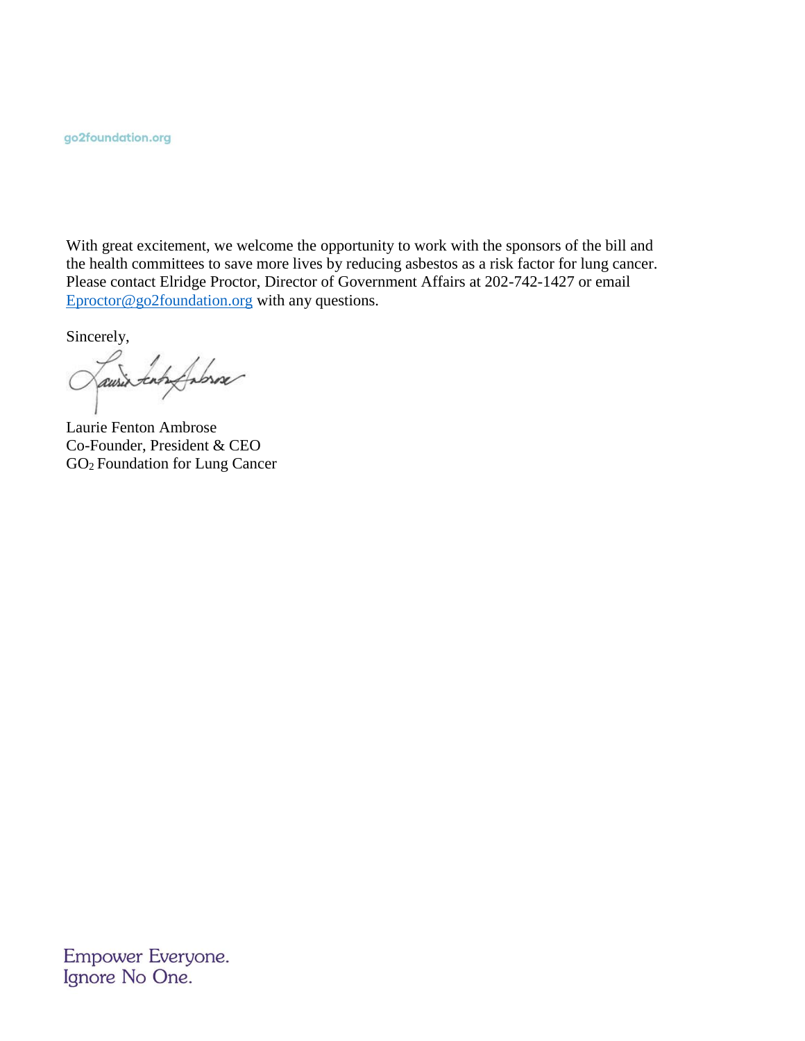With great excitement, we welcome the opportunity to work with the sponsors of the bill and the health committees to save more lives by reducing asbestos as a risk factor for lung cancer. Please contact Elridge Proctor, Director of Government Affairs at 202-742-1427 or email Eproctor@go2foundation.org with any questions.

Sincerely,

Laurie Fenton Ambrose
Co-Founder, President & CEO
$GO_2$ Foundation for Lung Cancer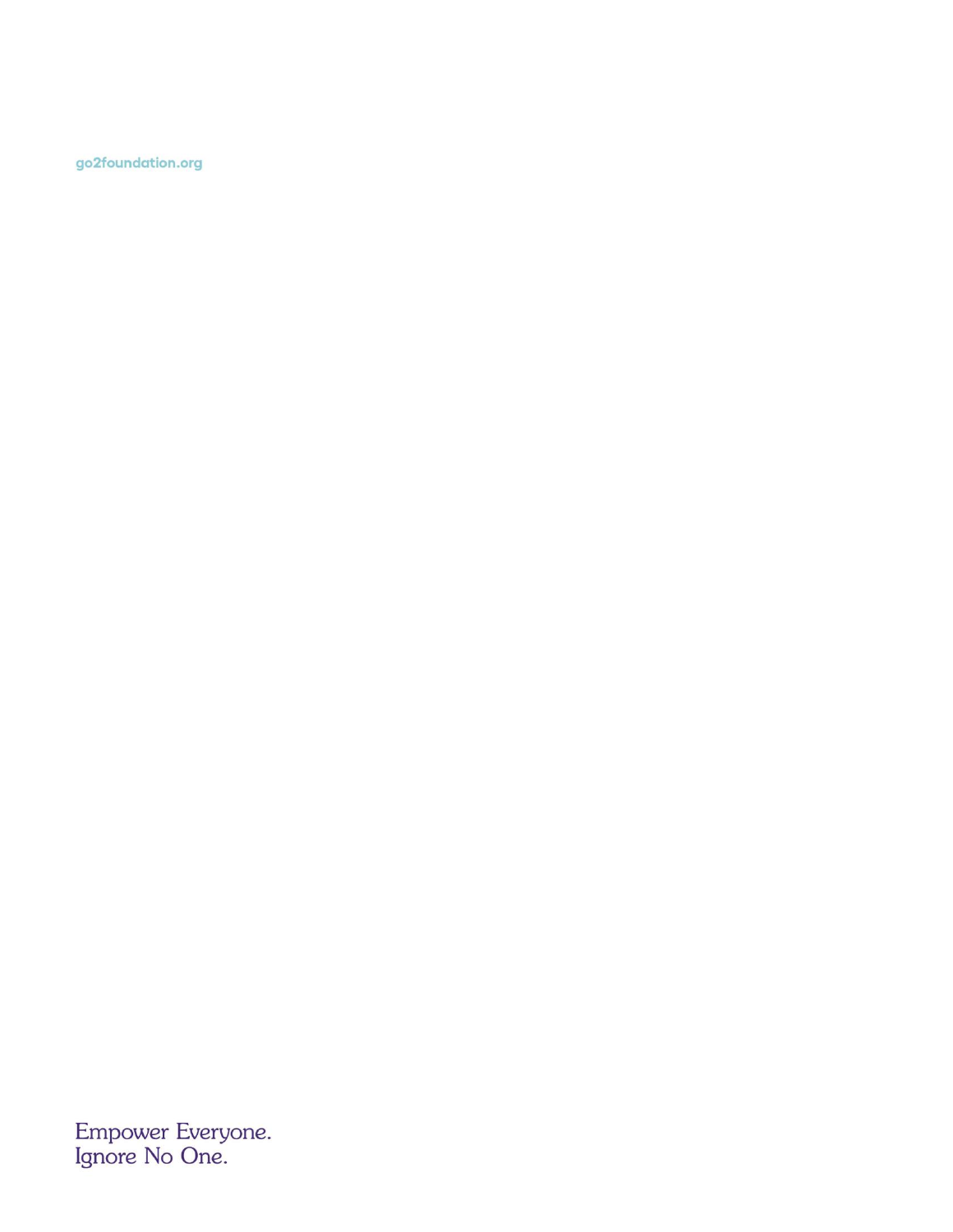go2foundation.org

Empower Everyone.
Ignore No One.